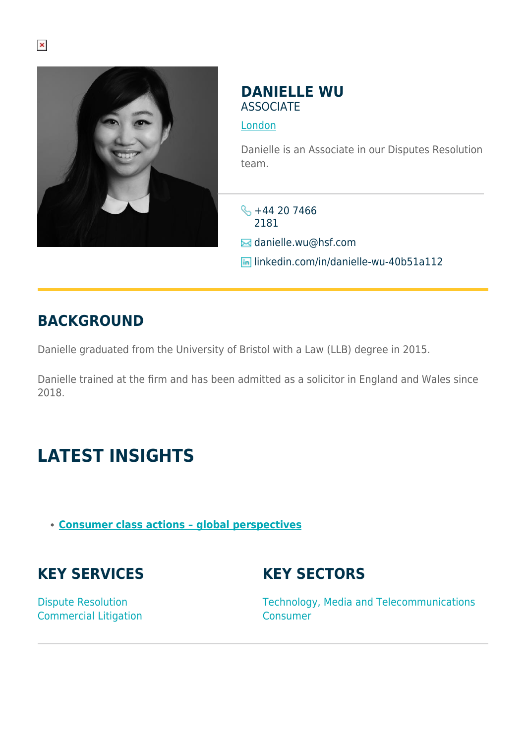# DANIELLE WU

ASSOCIATE

London

Danielle is an Associate in our Disputes Resolution team.

+44 20 7466 2181

danielle.wu@hsf.com

linkedin.com/in/danielle-wu-40b51a112

## BACKGROUND

Danielle graduated from the University of Bristol with a Law (LLB) degree in 2015.

Danielle trained at the firm and has been admitted as a solicitor in England and Wales since 2018.

## LATEST INSIGHTS

- **Consumer class actions – global perspectives**

## KEY SERVICES

Dispute Resolution
Commercial Litigation

## KEY SECTORS

Technology, Media and Telecommunications
Consumer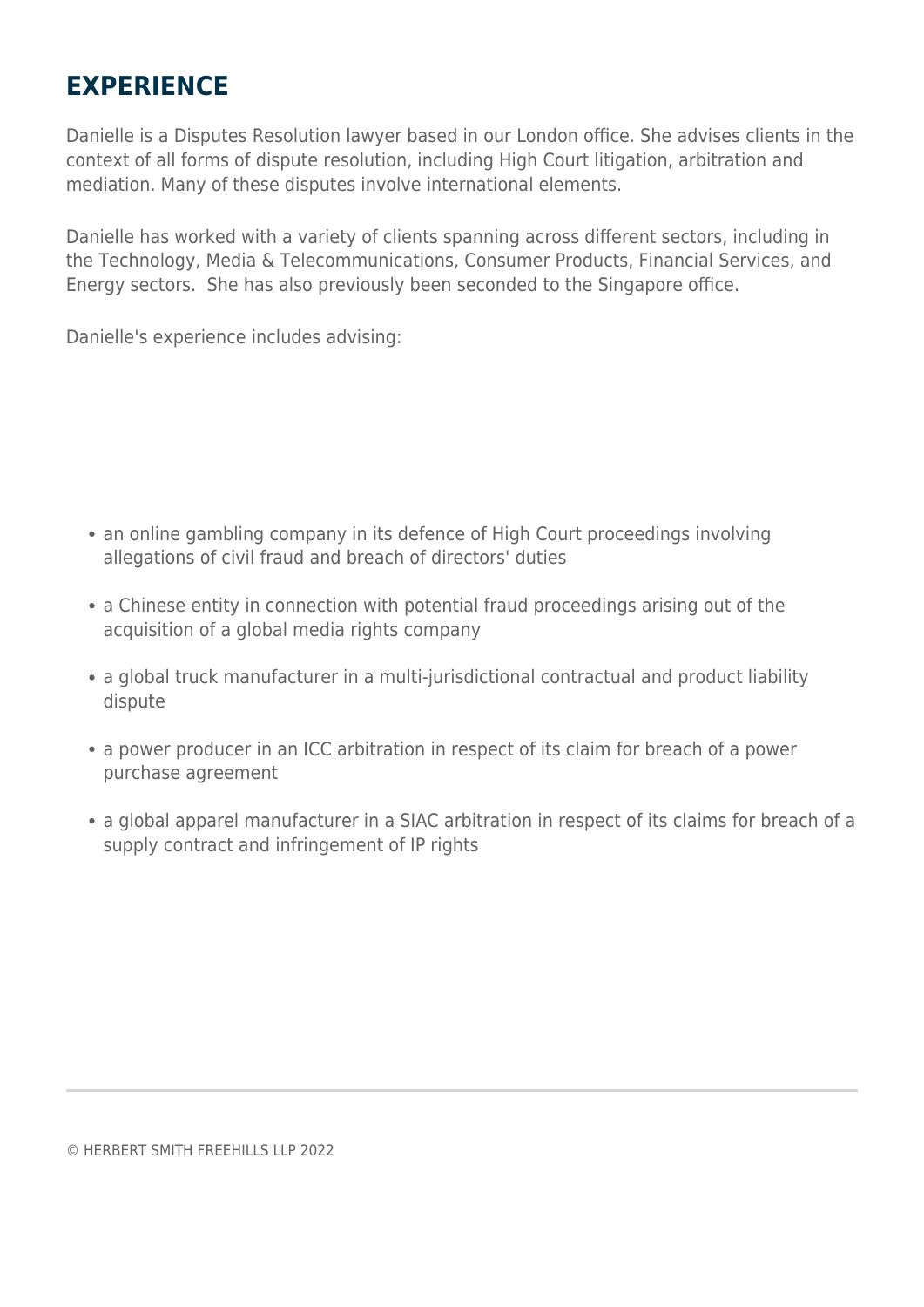## EXPERIENCE

Danielle is a Disputes Resolution lawyer based in our London office. She advises clients in the context of all forms of dispute resolution, including High Court litigation, arbitration and mediation. Many of these disputes involve international elements.

Danielle has worked with a variety of clients spanning across different sectors, including in the Technology, Media & Telecommunications, Consumer Products, Financial Services, and Energy sectors. She has also previously been seconded to the Singapore office.

Danielle's experience includes advising:

- an online gambling company in its defence of High Court proceedings involving allegations of civil fraud and breach of directors' duties
- a Chinese entity in connection with potential fraud proceedings arising out of the acquisition of a global media rights company
- a global truck manufacturer in a multi-jurisdictional contractual and product liability dispute
- a power producer in an ICC arbitration in respect of its claim for breach of a power purchase agreement
- a global apparel manufacturer in a SIAC arbitration in respect of its claims for breach of a supply contract and infringement of IP rights

© HERBERT SMITH FREEHILLS LLP 2022